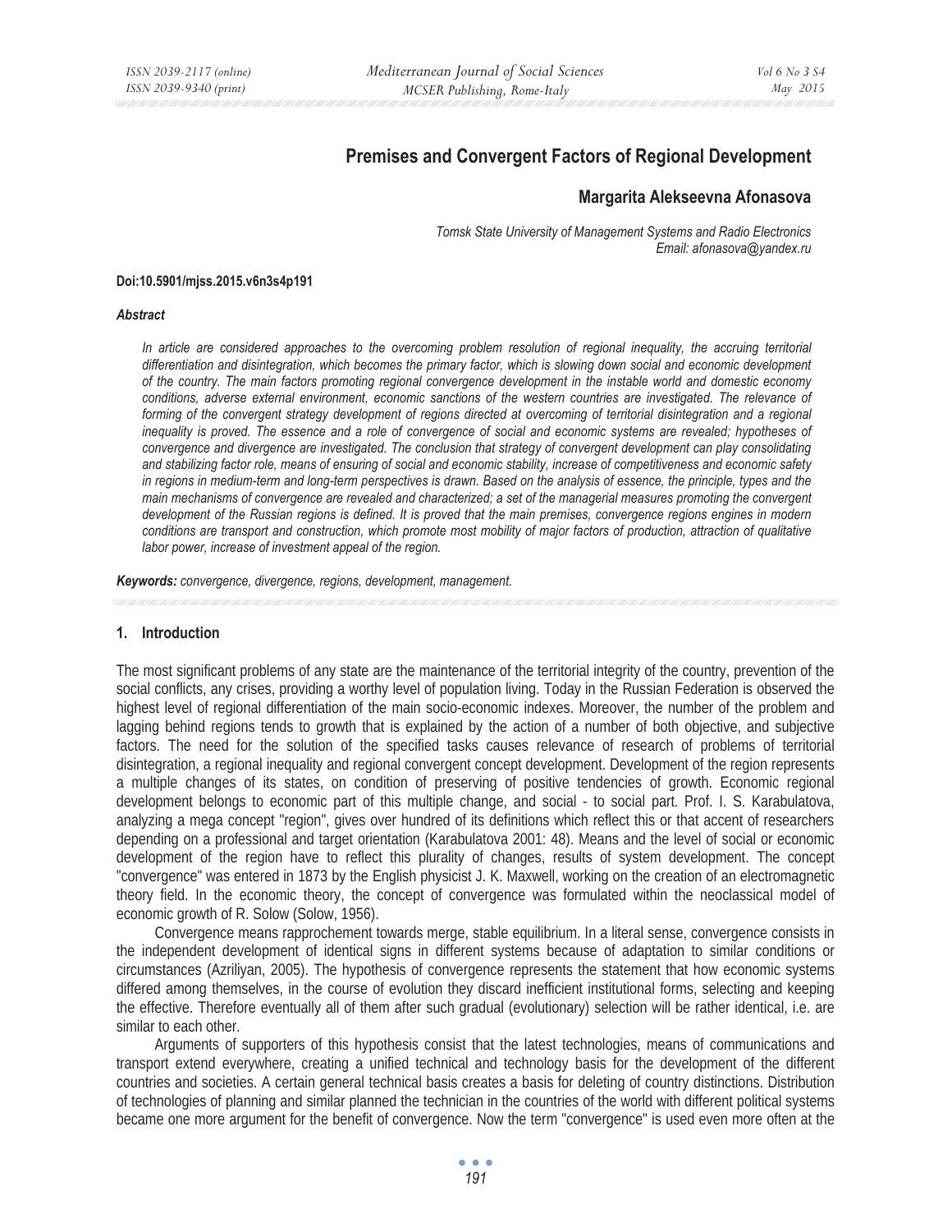# Premises and Convergent Factors of Regional Development

## Margarita Alekseevna Afonasova

*Tomsk State University of Management Systems and Radio Electronics*
*Email: afonasova@yandex.ru*

**Doi:10.5901/mjss.2015.v6n3s4p191**

***Abstract***

*In article are considered approaches to the overcoming problem resolution of regional inequality, the accruing territorial differentiation and disintegration, which becomes the primary factor, which is slowing down social and economic development of the country. The main factors promoting regional convergence development in the instable world and domestic economy conditions, adverse external environment, economic sanctions of the western countries are investigated. The relevance of forming of the convergent strategy development of regions directed at overcoming of territorial disintegration and a regional inequality is proved. The essence and a role of convergence of social and economic systems are revealed; hypotheses of convergence and divergence are investigated. The conclusion that strategy of convergent development can play consolidating and stabilizing factor role, means of ensuring of social and economic stability, increase of competitiveness and economic safety in regions in medium-term and long-term perspectives is drawn. Based on the analysis of essence, the principle, types and the main mechanisms of convergence are revealed and characterized; a set of the managerial measures promoting the convergent development of the Russian regions is defined. It is proved that the main premises, convergence regions engines in modern conditions are transport and construction, which promote most mobility of major factors of production, attraction of qualitative labor power, increase of investment appeal of the region.*

***Keywords:*** *convergence, divergence, regions, development, management.*

## 1. Introduction

The most significant problems of any state are the maintenance of the territorial integrity of the country, prevention of the social conflicts, any crises, providing a worthy level of population living. Today in the Russian Federation is observed the highest level of regional differentiation of the main socio-economic indexes. Moreover, the number of the problem and lagging behind regions tends to growth that is explained by the action of a number of both objective, and subjective factors. The need for the solution of the specified tasks causes relevance of research of problems of territorial disintegration, a regional inequality and regional convergent concept development. Development of the region represents a multiple changes of its states, on condition of preserving of positive tendencies of growth. Economic regional development belongs to economic part of this multiple change, and social - to social part. Prof. I. S. Karabulatova, analyzing a mega concept "region", gives over hundred of its definitions which reflect this or that accent of researchers depending on a professional and target orientation (Karabulatova 2001: 48). Means and the level of social or economic development of the region have to reflect this plurality of changes, results of system development. The concept "convergence" was entered in 1873 by the English physicist J. K. Maxwell, working on the creation of an electromagnetic theory field. In the economic theory, the concept of convergence was formulated within the neoclassical model of economic growth of R. Solow (Solow, 1956).

Convergence means rapprochement towards merge, stable equilibrium. In a literal sense, convergence consists in the independent development of identical signs in different systems because of adaptation to similar conditions or circumstances (Azriliyan, 2005). The hypothesis of convergence represents the statement that how economic systems differed among themselves, in the course of evolution they discard inefficient institutional forms, selecting and keeping the effective. Therefore eventually all of them after such gradual (evolutionary) selection will be rather identical, i.e. are similar to each other.

Arguments of supporters of this hypothesis consist that the latest technologies, means of communications and transport extend everywhere, creating a unified technical and technology basis for the development of the different countries and societies. A certain general technical basis creates a basis for deleting of country distinctions. Distribution of technologies of planning and similar planned the technician in the countries of the world with different political systems became one more argument for the benefit of convergence. Now the term "convergence" is used even more often at the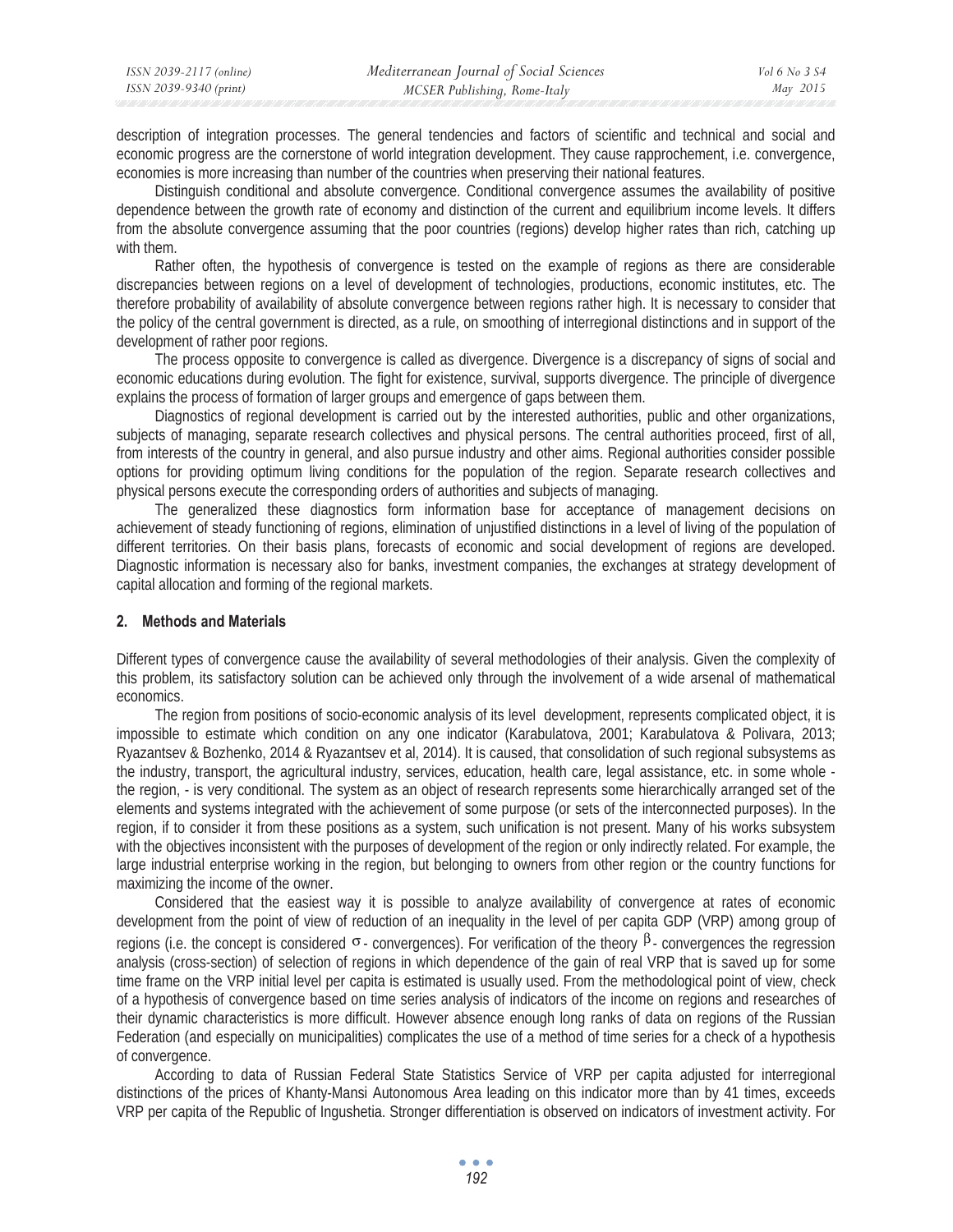description of integration processes. The general tendencies and factors of scientific and technical and social and economic progress are the cornerstone of world integration development. They cause rapprochement, i.e. convergence, economies is more increasing than number of the countries when preserving their national features.

Distinguish conditional and absolute convergence. Conditional convergence assumes the availability of positive dependence between the growth rate of economy and distinction of the current and equilibrium income levels. It differs from the absolute convergence assuming that the poor countries (regions) develop higher rates than rich, catching up with them.

Rather often, the hypothesis of convergence is tested on the example of regions as there are considerable discrepancies between regions on a level of development of technologies, productions, economic institutes, etc. The therefore probability of availability of absolute convergence between regions rather high. It is necessary to consider that the policy of the central government is directed, as a rule, on smoothing of interregional distinctions and in support of the development of rather poor regions.

The process opposite to convergence is called as divergence. Divergence is a discrepancy of signs of social and economic educations during evolution. The fight for existence, survival, supports divergence. The principle of divergence explains the process of formation of larger groups and emergence of gaps between them.

Diagnostics of regional development is carried out by the interested authorities, public and other organizations, subjects of managing, separate research collectives and physical persons. The central authorities proceed, first of all, from interests of the country in general, and also pursue industry and other aims. Regional authorities consider possible options for providing optimum living conditions for the population of the region. Separate research collectives and physical persons execute the corresponding orders of authorities and subjects of managing.

The generalized these diagnostics form information base for acceptance of management decisions on achievement of steady functioning of regions, elimination of unjustified distinctions in a level of living of the population of different territories. On their basis plans, forecasts of economic and social development of regions are developed. Diagnostic information is necessary also for banks, investment companies, the exchanges at strategy development of capital allocation and forming of the regional markets.

## 2. Methods and Materials

Different types of convergence cause the availability of several methodologies of their analysis. Given the complexity of this problem, its satisfactory solution can be achieved only through the involvement of a wide arsenal of mathematical economics.

The region from positions of socio-economic analysis of its level development, represents complicated object, it is impossible to estimate which condition on any one indicator (Karabulatova, 2001; Karabulatova & Polivara, 2013; Ryazantsev & Bozhenko, 2014 & Ryazantsev et al, 2014). It is caused, that consolidation of such regional subsystems as the industry, transport, the agricultural industry, services, education, health care, legal assistance, etc. in some whole - the region, - is very conditional. The system as an object of research represents some hierarchically arranged set of the elements and systems integrated with the achievement of some purpose (or sets of the interconnected purposes). In the region, if to consider it from these positions as a system, such unification is not present. Many of his works subsystem with the objectives inconsistent with the purposes of development of the region or only indirectly related. For example, the large industrial enterprise working in the region, but belonging to owners from other region or the country functions for maximizing the income of the owner.

Considered that the easiest way it is possible to analyze availability of convergence at rates of economic development from the point of view of reduction of an inequality in the level of per capita GDP (VRP) among group of regions (i.e. the concept is considered $\sigma$ - convergences). For verification of the theory $\beta$ - convergences the regression analysis (cross-section) of selection of regions in which dependence of the gain of real VRP that is saved up for some time frame on the VRP initial level per capita is estimated is usually used. From the methodological point of view, check of a hypothesis of convergence based on time series analysis of indicators of the income on regions and researches of their dynamic characteristics is more difficult. However absence enough long ranks of data on regions of the Russian Federation (and especially on municipalities) complicates the use of a method of time series for a check of a hypothesis of convergence.

According to data of Russian Federal State Statistics Service of VRP per capita adjusted for interregional distinctions of the prices of Khanty-Mansi Autonomous Area leading on this indicator more than by 41 times, exceeds VRP per capita of the Republic of Ingushetia. Stronger differentiation is observed on indicators of investment activity. For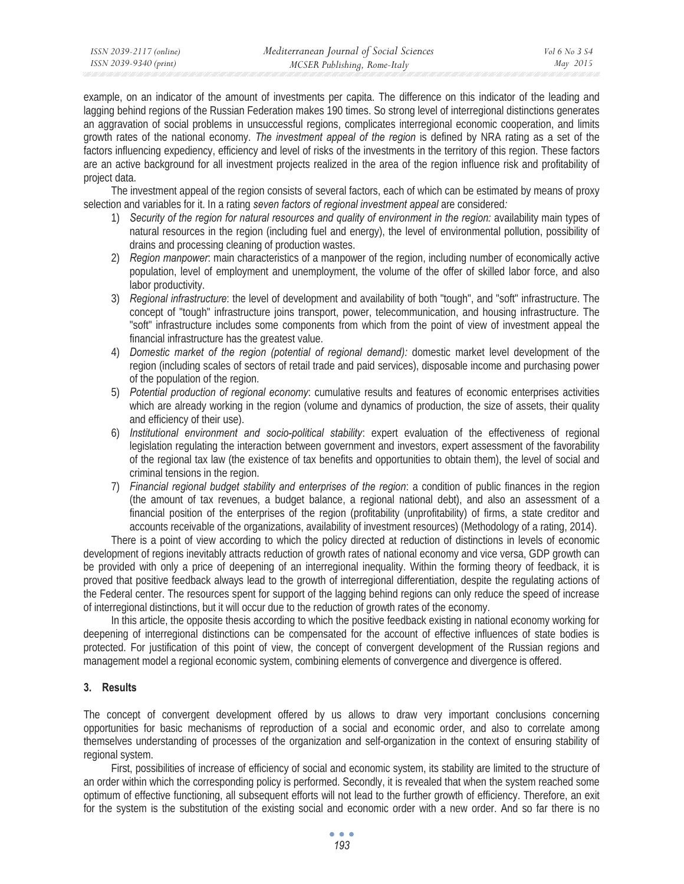example, on an indicator of the amount of investments per capita. The difference on this indicator of the leading and lagging behind regions of the Russian Federation makes 190 times. So strong level of interregional distinctions generates an aggravation of social problems in unsuccessful regions, complicates interregional economic cooperation, and limits growth rates of the national economy. *The investment appeal of the region* is defined by NRA rating as a set of the factors influencing expediency, efficiency and level of risks of the investments in the territory of this region. These factors are an active background for all investment projects realized in the area of the region influence risk and profitability of project data.

The investment appeal of the region consists of several factors, each of which can be estimated by means of proxy selection and variables for it. In a rating *seven factors of regional investment appeal* are considered*:*

1) *Security of the region for natural resources and quality of environment in the region:* availability main types of natural resources in the region (including fuel and energy), the level of environmental pollution, possibility of drains and processing cleaning of production wastes.
2) *Region manpower*: main characteristics of a manpower of the region, including number of economically active population, level of employment and unemployment, the volume of the offer of skilled labor force, and also labor productivity.
3) *Regional infrastructure*: the level of development and availability of both "tough", and "soft" infrastructure. The concept of "tough" infrastructure joins transport, power, telecommunication, and housing infrastructure. The "soft" infrastructure includes some components from which from the point of view of investment appeal the financial infrastructure has the greatest value.
4) *Domestic market of the region (potential of regional demand):* domestic market level development of the region (including scales of sectors of retail trade and paid services), disposable income and purchasing power of the population of the region.
5) *Potential production of regional economy*: cumulative results and features of economic enterprises activities which are already working in the region (volume and dynamics of production, the size of assets, their quality and efficiency of their use).
6) *Institutional environment and socio-political stability*: expert evaluation of the effectiveness of regional legislation regulating the interaction between government and investors, expert assessment of the favorability of the regional tax law (the existence of tax benefits and opportunities to obtain them), the level of social and criminal tensions in the region.
7) *Financial regional budget stability and enterprises of the region*: a condition of public finances in the region (the amount of tax revenues, a budget balance, a regional national debt), and also an assessment of a financial position of the enterprises of the region (profitability (unprofitability) of firms, a state creditor and accounts receivable of the organizations, availability of investment resources) (Methodology of a rating, 2014).

There is a point of view according to which the policy directed at reduction of distinctions in levels of economic development of regions inevitably attracts reduction of growth rates of national economy and vice versa, GDP growth can be provided with only a price of deepening of an interregional inequality. Within the forming theory of feedback, it is proved that positive feedback always lead to the growth of interregional differentiation, despite the regulating actions of the Federal center. The resources spent for support of the lagging behind regions can only reduce the speed of increase of interregional distinctions, but it will occur due to the reduction of growth rates of the economy.

In this article, the opposite thesis according to which the positive feedback existing in national economy working for deepening of interregional distinctions can be compensated for the account of effective influences of state bodies is protected. For justification of this point of view, the concept of convergent development of the Russian regions and management model a regional economic system, combining elements of convergence and divergence is offered.

## 3. Results

The concept of convergent development offered by us allows to draw very important conclusions concerning opportunities for basic mechanisms of reproduction of a social and economic order, and also to correlate among themselves understanding of processes of the organization and self-organization in the context of ensuring stability of regional system.

First, possibilities of increase of efficiency of social and economic system, its stability are limited to the structure of an order within which the corresponding policy is performed. Secondly, it is revealed that when the system reached some optimum of effective functioning, all subsequent efforts will not lead to the further growth of efficiency. Therefore, an exit for the system is the substitution of the existing social and economic order with a new order. And so far there is no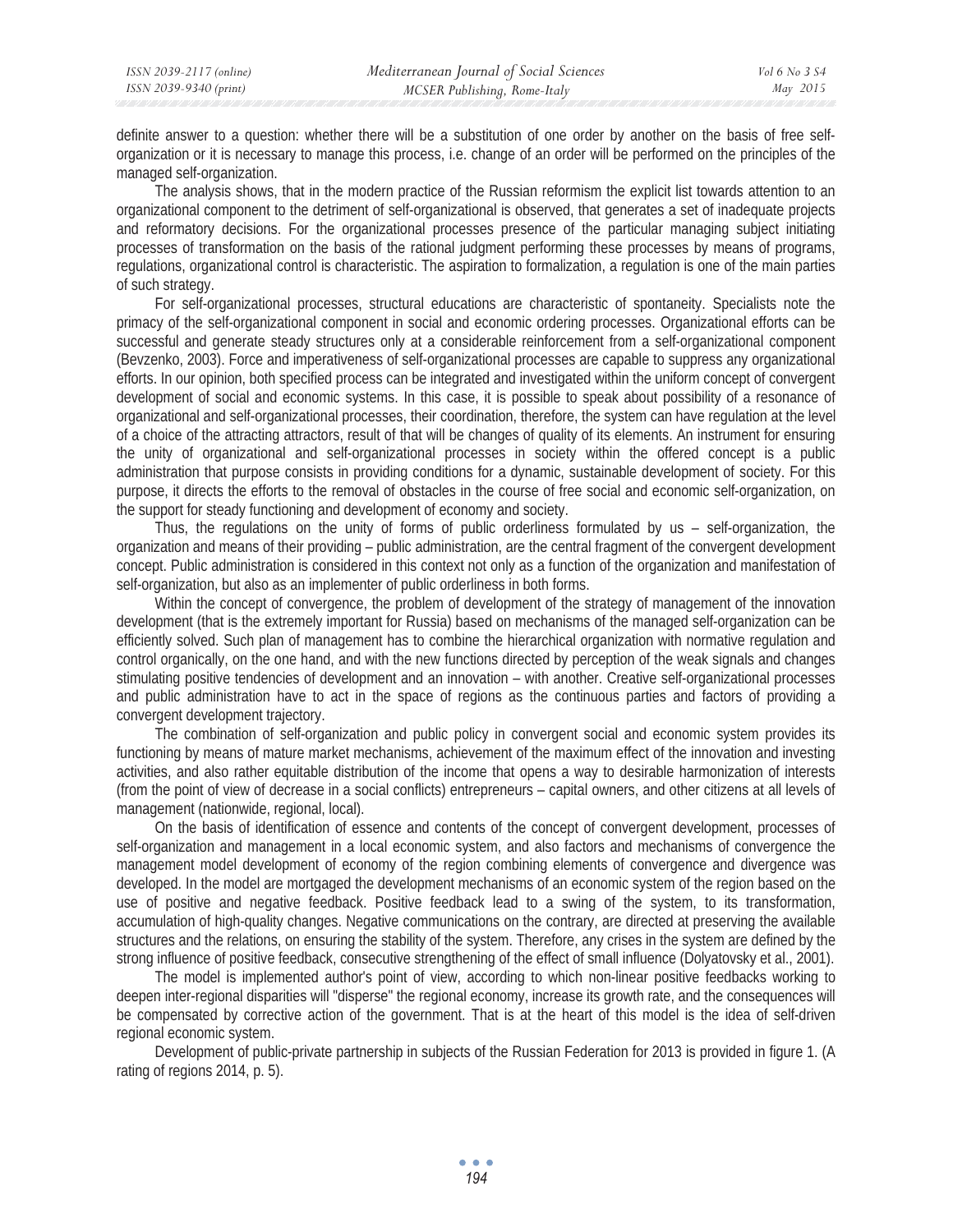definite answer to a question: whether there will be a substitution of one order by another on the basis of free self-organization or it is necessary to manage this process, i.e. change of an order will be performed on the principles of the managed self-organization.

The analysis shows, that in the modern practice of the Russian reformism the explicit list towards attention to an organizational component to the detriment of self-organizational is observed, that generates a set of inadequate projects and reformatory decisions. For the organizational processes presence of the particular managing subject initiating processes of transformation on the basis of the rational judgment performing these processes by means of programs, regulations, organizational control is characteristic. The aspiration to formalization, a regulation is one of the main parties of such strategy.

For self-organizational processes, structural educations are characteristic of spontaneity. Specialists note the primacy of the self-organizational component in social and economic ordering processes. Organizational efforts can be successful and generate steady structures only at a considerable reinforcement from a self-organizational component (Bevzenko, 2003). Force and imperativeness of self-organizational processes are capable to suppress any organizational efforts. In our opinion, both specified process can be integrated and investigated within the uniform concept of convergent development of social and economic systems. In this case, it is possible to speak about possibility of a resonance of organizational and self-organizational processes, their coordination, therefore, the system can have regulation at the level of a choice of the attracting attractors, result of that will be changes of quality of its elements. An instrument for ensuring the unity of organizational and self-organizational processes in society within the offered concept is a public administration that purpose consists in providing conditions for a dynamic, sustainable development of society. For this purpose, it directs the efforts to the removal of obstacles in the course of free social and economic self-organization, on the support for steady functioning and development of economy and society.

Thus, the regulations on the unity of forms of public orderliness formulated by us – self-organization, the organization and means of their providing – public administration, are the central fragment of the convergent development concept. Public administration is considered in this context not only as a function of the organization and manifestation of self-organization, but also as an implementer of public orderliness in both forms.

Within the concept of convergence, the problem of development of the strategy of management of the innovation development (that is the extremely important for Russia) based on mechanisms of the managed self-organization can be efficiently solved. Such plan of management has to combine the hierarchical organization with normative regulation and control organically, on the one hand, and with the new functions directed by perception of the weak signals and changes stimulating positive tendencies of development and an innovation – with another. Creative self-organizational processes and public administration have to act in the space of regions as the continuous parties and factors of providing a convergent development trajectory.

The combination of self-organization and public policy in convergent social and economic system provides its functioning by means of mature market mechanisms, achievement of the maximum effect of the innovation and investing activities, and also rather equitable distribution of the income that opens a way to desirable harmonization of interests (from the point of view of decrease in a social conflicts) entrepreneurs – capital owners, and other citizens at all levels of management (nationwide, regional, local).

On the basis of identification of essence and contents of the concept of convergent development, processes of self-organization and management in a local economic system, and also factors and mechanisms of convergence the management model development of economy of the region combining elements of convergence and divergence was developed. In the model are mortgaged the development mechanisms of an economic system of the region based on the use of positive and negative feedback. Positive feedback lead to a swing of the system, to its transformation, accumulation of high-quality changes. Negative communications on the contrary, are directed at preserving the available structures and the relations, on ensuring the stability of the system. Therefore, any crises in the system are defined by the strong influence of positive feedback, consecutive strengthening of the effect of small influence (Dolyatovsky et al., 2001).

The model is implemented author's point of view, according to which non-linear positive feedbacks working to deepen inter-regional disparities will "disperse" the regional economy, increase its growth rate, and the consequences will be compensated by corrective action of the government. That is at the heart of this model is the idea of self-driven regional economic system.

Development of public-private partnership in subjects of the Russian Federation for 2013 is provided in figure 1. (A rating of regions 2014, p. 5).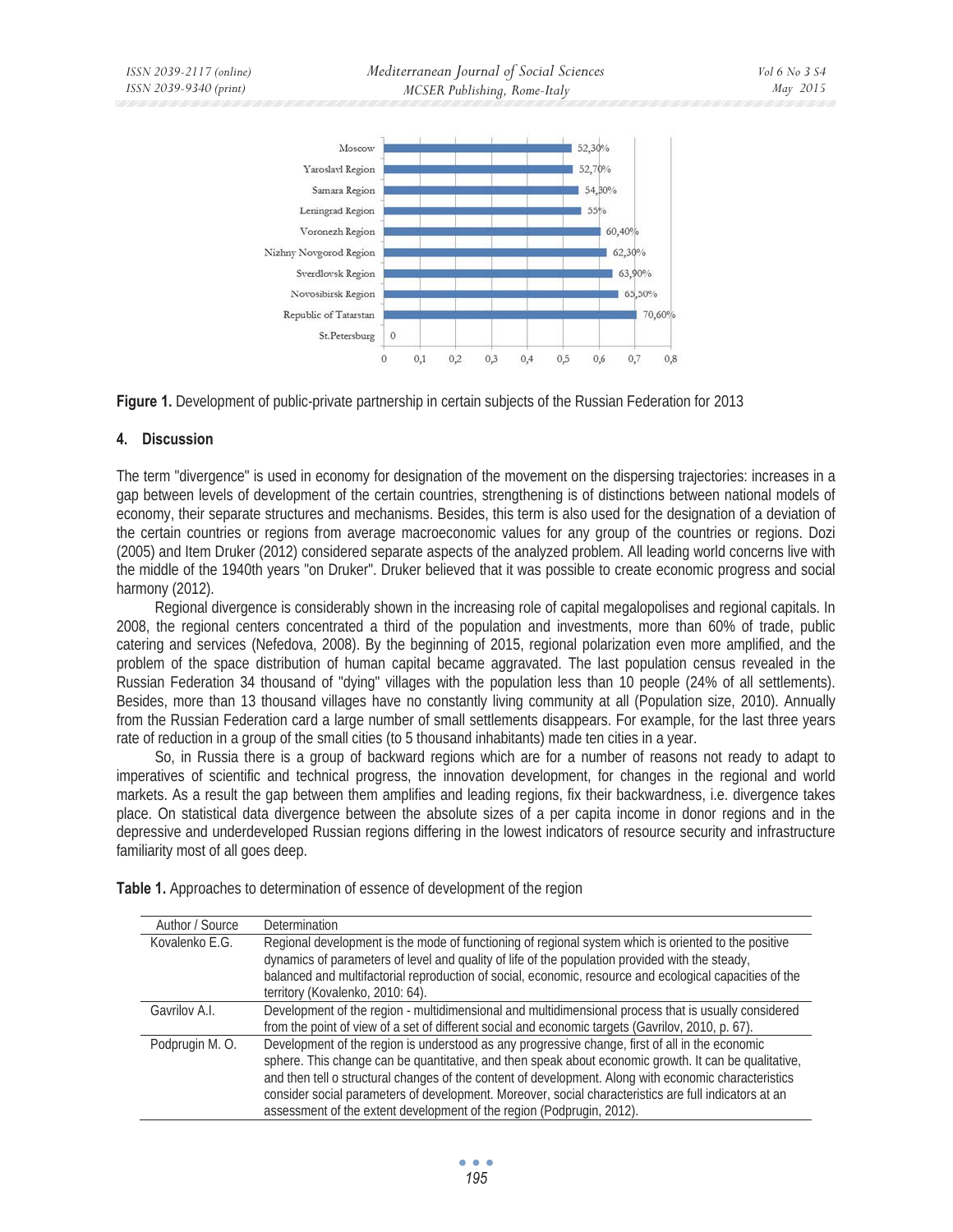**Figure 1.** Development of public-private partnership in certain subjects of the Russian Federation for 2013

## 4. Discussion

The term "divergence" is used in economy for designation of the movement on the dispersing trajectories: increases in a gap between levels of development of the certain countries, strengthening is of distinctions between national models of economy, their separate structures and mechanisms. Besides, this term is also used for the designation of a deviation of the certain countries or regions from average macroeconomic values for any group of the countries or regions. Dozi (2005) and Item Druker (2012) considered separate aspects of the analyzed problem. All leading world concerns live with the middle of the 1940th years "on Druker". Druker believed that it was possible to create economic progress and social harmony (2012).

Regional divergence is considerably shown in the increasing role of capital megalopolises and regional capitals. In 2008, the regional centers concentrated a third of the population and investments, more than 60% of trade, public catering and services (Nefedova, 2008). By the beginning of 2015, regional polarization even more amplified, and the problem of the space distribution of human capital became aggravated. The last population census revealed in the Russian Federation 34 thousand of "dying" villages with the population less than 10 people (24% of all settlements). Besides, more than 13 thousand villages have no constantly living community at all (Population size, 2010). Annually from the Russian Federation card a large number of small settlements disappears. For example, for the last three years rate of reduction in a group of the small cities (to 5 thousand inhabitants) made ten cities in a year.

So, in Russia there is a group of backward regions which are for a number of reasons not ready to adapt to imperatives of scientific and technical progress, the innovation development, for changes in the regional and world markets. As a result the gap between them amplifies and leading regions, fix their backwardness, i.e. divergence takes place. On statistical data divergence between the absolute sizes of a per capita income in donor regions and in the depressive and underdeveloped Russian regions differing in the lowest indicators of resource security and infrastructure familiarity most of all goes deep.

**Table 1.** Approaches to determination of essence of development of the region

| Author / Source | Determination |
|---|---|
| Kovalenko E.G. | Regional development is the mode of functioning of regional system which is oriented to the positive dynamics of parameters of level and quality of life of the population provided with the steady, balanced and multifactorial reproduction of social, economic, resource and ecological capacities of the territory (Kovalenko, 2010: 64). |
| Gavrilov A.I. | Development of the region - multidimensional and multidimensional process that is usually considered from the point of view of a set of different social and economic targets (Gavrilov, 2010, p. 67). |
| Podprugin M. O. | Development of the region is understood as any progressive change, first of all in the economic sphere. This change can be quantitative, and then speak about economic growth. It can be qualitative, and then tell o structural changes of the content of development. Along with economic characteristics consider social parameters of development. Moreover, social characteristics are full indicators at an assessment of the extent development of the region (Podprugin, 2012). |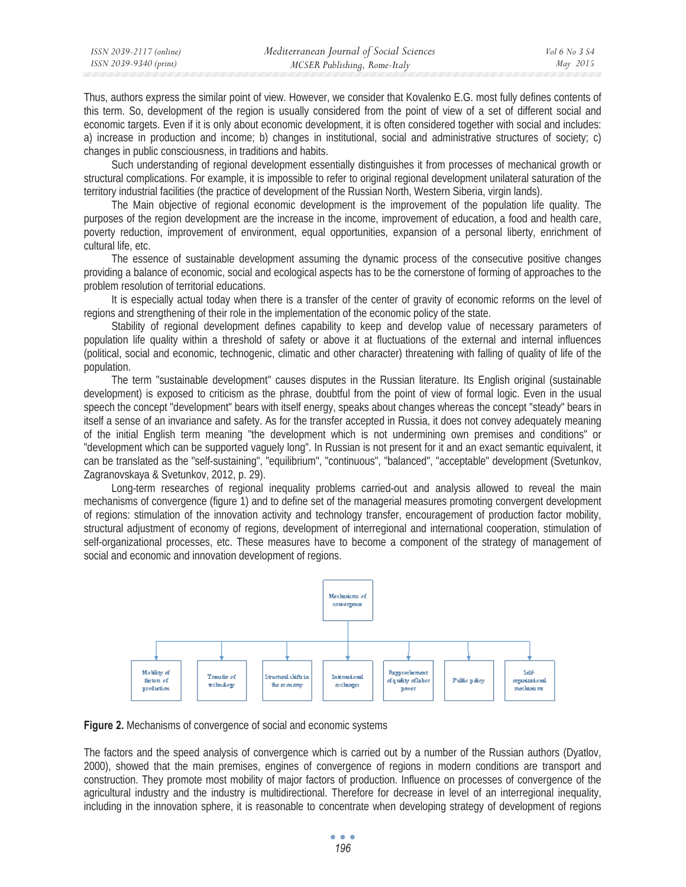Thus, authors express the similar point of view. However, we consider that Kovalenko E.G. most fully defines contents of this term. So, development of the region is usually considered from the point of view of a set of different social and economic targets. Even if it is only about economic development, it is often considered together with social and includes: a) increase in production and income; b) changes in institutional, social and administrative structures of society; c) changes in public consciousness, in traditions and habits.

Such understanding of regional development essentially distinguishes it from processes of mechanical growth or structural complications. For example, it is impossible to refer to original regional development unilateral saturation of the territory industrial facilities (the practice of development of the Russian North, Western Siberia, virgin lands).

The Main objective of regional economic development is the improvement of the population life quality. The purposes of the region development are the increase in the income, improvement of education, a food and health care, poverty reduction, improvement of environment, equal opportunities, expansion of a personal liberty, enrichment of cultural life, etc.

The essence of sustainable development assuming the dynamic process of the consecutive positive changes providing a balance of economic, social and ecological aspects has to be the cornerstone of forming of approaches to the problem resolution of territorial educations.

It is especially actual today when there is a transfer of the center of gravity of economic reforms on the level of regions and strengthening of their role in the implementation of the economic policy of the state.

Stability of regional development defines capability to keep and develop value of necessary parameters of population life quality within a threshold of safety or above it at fluctuations of the external and internal influences (political, social and economic, technogenic, climatic and other character) threatening with falling of quality of life of the population.

The term "sustainable development" causes disputes in the Russian literature. Its English original (sustainable development) is exposed to criticism as the phrase, doubtful from the point of view of formal logic. Even in the usual speech the concept "development" bears with itself energy, speaks about changes whereas the concept "steady" bears in itself a sense of an invariance and safety. As for the transfer accepted in Russia, it does not convey adequately meaning of the initial English term meaning "the development which is not undermining own premises and conditions" or "development which can be supported vaguely long". In Russian is not present for it and an exact semantic equivalent, it can be translated as the "self-sustaining", "equilibrium", "continuous", "balanced", "acceptable" development (Svetunkov, Zagranovskaya & Svetunkov, 2012, p. 29).

Long-term researches of regional inequality problems carried-out and analysis allowed to reveal the main mechanisms of convergence (figure 1) and to define set of the managerial measures promoting convergent development of regions: stimulation of the innovation activity and technology transfer, encouragement of production factor mobility, structural adjustment of economy of regions, development of interregional and international cooperation, stimulation of self-organizational processes, etc. These measures have to become a component of the strategy of management of social and economic and innovation development of regions.

Mechanisms of convergence

- Mobility of factors of production
- Transfer of technology
- Structural shifts in the economy
- International exchanges
- Rapprochement of quality of labor power
- Public policy
- Self-organizational mechanisms

**Figure 2.** Mechanisms of convergence of social and economic systems

The factors and the speed analysis of convergence which is carried out by a number of the Russian authors (Dyatlov, 2000), showed that the main premises, engines of convergence of regions in modern conditions are transport and construction. They promote most mobility of major factors of production. Influence on processes of convergence of the agricultural industry and the industry is multidirectional. Therefore for decrease in level of an interregional inequality, including in the innovation sphere, it is reasonable to concentrate when developing strategy of development of regions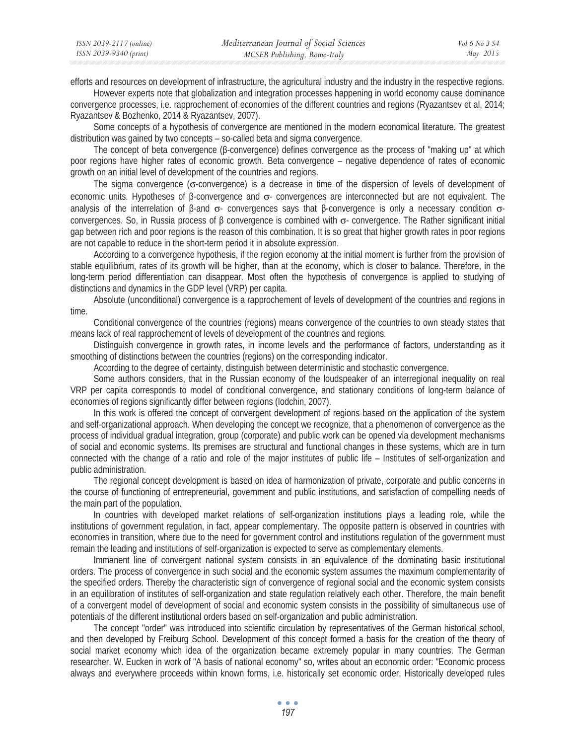efforts and resources on development of infrastructure, the agricultural industry and the industry in the respective regions.

However experts note that globalization and integration processes happening in world economy cause dominance convergence processes, i.e. rapprochement of economies of the different countries and regions (Ryazantsev et al, 2014; Ryazantsev & Bozhenko, 2014 & Ryazantsev, 2007).

Some concepts of a hypothesis of convergence are mentioned in the modern economical literature. The greatest distribution was gained by two concepts – so-called beta and sigma convergence.

The concept of beta convergence (β-convergence) defines convergence as the process of "making up" at which poor regions have higher rates of economic growth. Beta convergence – negative dependence of rates of economic growth on an initial level of development of the countries and regions.

The sigma convergence (σ-convergence) is a decrease in time of the dispersion of levels of development of economic units. Hypotheses of β-convergence and σ- convergences are interconnected but are not equivalent. The analysis of the interrelation of β-and σ- convergences says that β-convergence is only a necessary condition σ-convergences. So, in Russia process of β convergence is combined with σ- convergence. The Rather significant initial gap between rich and poor regions is the reason of this combination. It is so great that higher growth rates in poor regions are not capable to reduce in the short-term period it in absolute expression.

According to a convergence hypothesis, if the region economy at the initial moment is further from the provision of stable equilibrium, rates of its growth will be higher, than at the economy, which is closer to balance. Therefore, in the long-term period differentiation can disappear. Most often the hypothesis of convergence is applied to studying of distinctions and dynamics in the GDP level (VRP) per capita.

Absolute (unconditional) convergence is a rapprochement of levels of development of the countries and regions in time.

Conditional convergence of the countries (regions) means convergence of the countries to own steady states that means lack of real rapprochement of levels of development of the countries and regions.

Distinguish convergence in growth rates, in income levels and the performance of factors, understanding as it smoothing of distinctions between the countries (regions) on the corresponding indicator.

According to the degree of certainty, distinguish between deterministic and stochastic convergence.

Some authors considers, that in the Russian economy of the loudspeaker of an interregional inequality on real VRP per capita corresponds to model of conditional convergence, and stationary conditions of long-term balance of economies of regions significantly differ between regions (Iodchin, 2007).

In this work is offered the concept of convergent development of regions based on the application of the system and self-organizational approach. When developing the concept we recognize, that a phenomenon of convergence as the process of individual gradual integration, group (corporate) and public work can be opened via development mechanisms of social and economic systems. Its premises are structural and functional changes in these systems, which are in turn connected with the change of a ratio and role of the major institutes of public life – Institutes of self-organization and public administration.

The regional concept development is based on idea of harmonization of private, corporate and public concerns in the course of functioning of entrepreneurial, government and public institutions, and satisfaction of compelling needs of the main part of the population.

In countries with developed market relations of self-organization institutions plays a leading role, while the institutions of government regulation, in fact, appear complementary. The opposite pattern is observed in countries with economies in transition, where due to the need for government control and institutions regulation of the government must remain the leading and institutions of self-organization is expected to serve as complementary elements.

Immanent line of convergent national system consists in an equivalence of the dominating basic institutional orders. The process of convergence in such social and the economic system assumes the maximum complementarity of the specified orders. Thereby the characteristic sign of convergence of regional social and the economic system consists in an equilibration of institutes of self-organization and state regulation relatively each other. Therefore, the main benefit of a convergent model of development of social and economic system consists in the possibility of simultaneous use of potentials of the different institutional orders based on self-organization and public administration.

The concept "order" was introduced into scientific circulation by representatives of the German historical school, and then developed by Freiburg School. Development of this concept formed a basis for the creation of the theory of social market economy which idea of the organization became extremely popular in many countries. The German researcher, W. Eucken in work of "A basis of national economy" so, writes about an economic order: "Economic process always and everywhere proceeds within known forms, i.e. historically set economic order. Historically developed rules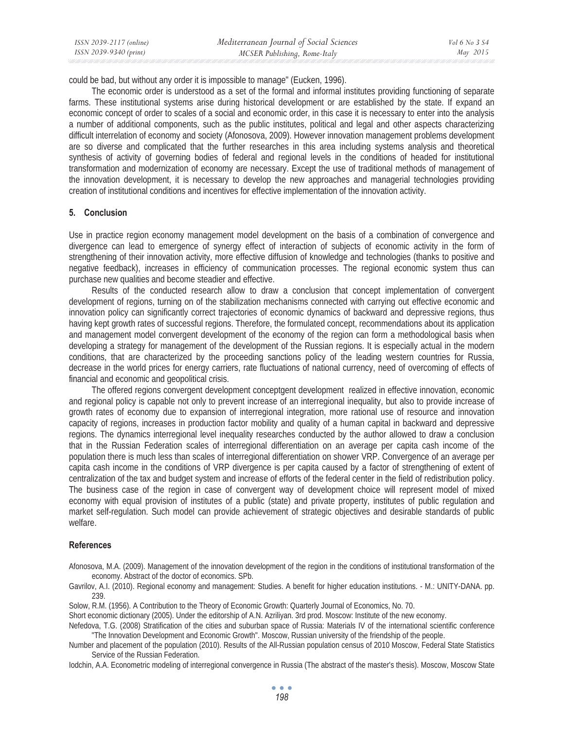could be bad, but without any order it is impossible to manage" (Eucken, 1996).

The economic order is understood as a set of the formal and informal institutes providing functioning of separate farms. These institutional systems arise during historical development or are established by the state. If expand an economic concept of order to scales of a social and economic order, in this case it is necessary to enter into the analysis a number of additional components, such as the public institutes, political and legal and other aspects characterizing difficult interrelation of economy and society (Afonosova, 2009). However innovation management problems development are so diverse and complicated that the further researches in this area including systems analysis and theoretical synthesis of activity of governing bodies of federal and regional levels in the conditions of headed for institutional transformation and modernization of economy are necessary. Except the use of traditional methods of management of the innovation development, it is necessary to develop the new approaches and managerial technologies providing creation of institutional conditions and incentives for effective implementation of the innovation activity.

## 5. Conclusion

Use in practice region economy management model development on the basis of a combination of convergence and divergence can lead to emergence of synergy effect of interaction of subjects of economic activity in the form of strengthening of their innovation activity, more effective diffusion of knowledge and technologies (thanks to positive and negative feedback), increases in efficiency of communication processes. The regional economic system thus can purchase new qualities and become steadier and effective.

Results of the conducted research allow to draw a conclusion that concept implementation of convergent development of regions, turning on of the stabilization mechanisms connected with carrying out effective economic and innovation policy can significantly correct trajectories of economic dynamics of backward and depressive regions, thus having kept growth rates of successful regions. Therefore, the formulated concept, recommendations about its application and management model convergent development of the economy of the region can form a methodological basis when developing a strategy for management of the development of the Russian regions. It is especially actual in the modern conditions, that are characterized by the proceeding sanctions policy of the leading western countries for Russia, decrease in the world prices for energy carriers, rate fluctuations of national currency, need of overcoming of effects of financial and economic and geopolitical crisis.

The offered regions convergent development conceptgent development realized in effective innovation, economic and regional policy is capable not only to prevent increase of an interregional inequality, but also to provide increase of growth rates of economy due to expansion of interregional integration, more rational use of resource and innovation capacity of regions, increases in production factor mobility and quality of a human capital in backward and depressive regions. The dynamics interregional level inequality researches conducted by the author allowed to draw a conclusion that in the Russian Federation scales of interregional differentiation on an average per capita cash income of the population there is much less than scales of interregional differentiation on shower VRP. Convergence of an average per capita cash income in the conditions of VRP divergence is per capita caused by a factor of strengthening of extent of centralization of the tax and budget system and increase of efforts of the federal center in the field of redistribution policy. The business case of the region in case of convergent way of development choice will represent model of mixed economy with equal provision of institutes of a public (state) and private property, institutes of public regulation and market self-regulation. Such model can provide achievement of strategic objectives and desirable standards of public welfare.

## References

Afonosova, M.A. (2009). Management of the innovation development of the region in the conditions of institutional transformation of the economy. Abstract of the doctor of economics. SPb.

Gavrilov, A.I. (2010). Regional economy and management: Studies. A benefit for higher education institutions. - M.: UNITY-DANA. pp. 239.

Solow, R.M. (1956). A Contribution to the Theory of Economic Growth: Quarterly Journal of Economics, No. 70.

Short economic dictionary (2005). Under the editorship of A.N. Azriliyan. 3rd prod. Moscow: Institute of the new economy.

Nefedova, T.G. (2008) Stratification of the cities and suburban space of Russia: Materials IV of the international scientific conference "The Innovation Development and Economic Growth". Moscow, Russian university of the friendship of the people.

Number and placement of the population (2010). Results of the All-Russian population census of 2010 Moscow, Federal State Statistics Service of the Russian Federation.

Iodchin, A.A. Econometric modeling of interregional convergence in Russia (The abstract of the master's thesis). Moscow, Moscow State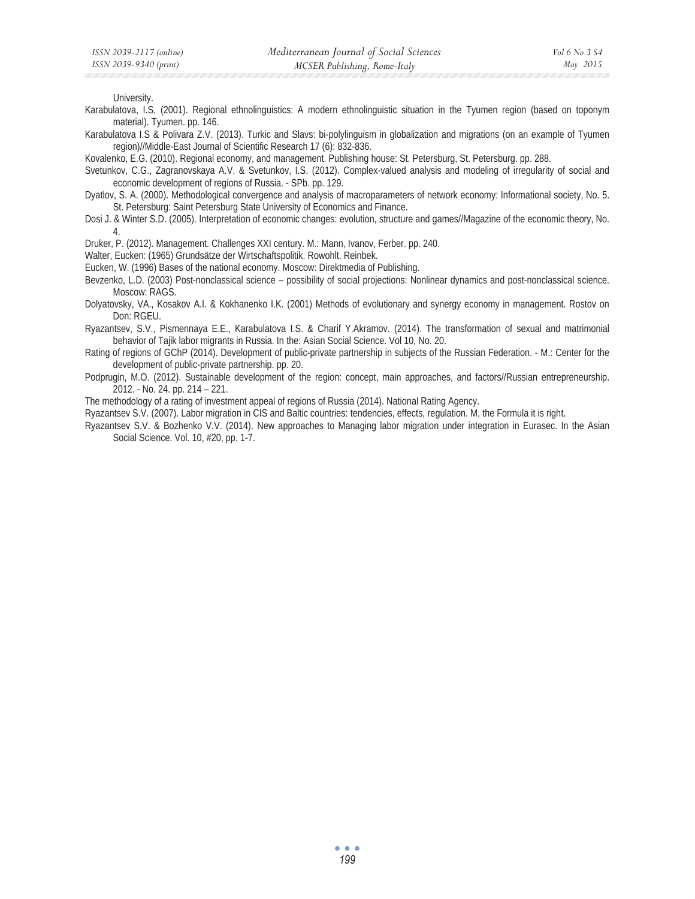University.

Karabulatova, I.S. (2001). Regional ethnolinguistics: A modern ethnolinguistic situation in the Tyumen region (based on toponym material). Tyumen. pp. 146.

Karabulatova I.S & Polivara Z.V. (2013). Turkic and Slavs: bi-polylinguism in globalization and migrations (on an example of Tyumen region)//Middle-East Journal of Scientific Research 17 (6): 832-836.

Kovalenko, E.G. (2010). Regional economy, and management. Publishing house: St. Petersburg, St. Petersburg. pp. 288.

Svetunkov, C.G., Zagranovskaya A.V. & Svetunkov, I.S. (2012). Complex-valued analysis and modeling of irregularity of social and economic development of regions of Russia. - SPb. pp. 129.

Dyatlov, S. A. (2000). Methodological convergence and analysis of macroparameters of network economy: Informational society, No. 5. St. Petersburg: Saint Petersburg State University of Economics and Finance.

Dosi J. & Winter S.D. (2005). Interpretation of economic changes: evolution, structure and games//Magazine of the economic theory, No. 4.

Druker, P. (2012). Management. Challenges XXI century. M.: Mann, Ivanov, Ferber. pp. 240.

Walter, Eucken: (1965) Grundsätze der Wirtschaftspolitik. Rowohlt. Reinbek.

Eucken, W. (1996) Bases of the national economy. Moscow: Direktmedia of Publishing.

Bevzenko, L.D. (2003) Post-nonclassical science – possibility of social projections: Nonlinear dynamics and post-nonclassical science. Moscow: RAGS.

Dolyatovsky, VA., Kosakov A.I. & Kokhanenko I.K. (2001) Methods of evolutionary and synergy economy in management. Rostov on Don: RGEU.

Ryazantsev, S.V., Pismennaya E.E., Karabulatova I.S. & Charif Y.Akramov. (2014). The transformation of sexual and matrimonial behavior of Tajik labor migrants in Russia. In the: Asian Social Science. Vol 10, No. 20.

Rating of regions of GChP (2014). Development of public-private partnership in subjects of the Russian Federation. - M.: Center for the development of public-private partnership. pp. 20.

Podprugin, M.O. (2012). Sustainable development of the region: concept, main approaches, and factors//Russian entrepreneurship. 2012. - No. 24. pp. 214 – 221.

The methodology of a rating of investment appeal of regions of Russia (2014). National Rating Agency.

Ryazantsev S.V. (2007). Labor migration in CIS and Baltic countries: tendencies, effects, regulation. M, the Formula it is right.

Ryazantsev S.V. & Bozhenko V.V. (2014). New approaches to Managing labor migration under integration in Eurasec. In the Asian Social Science. Vol. 10, #20, pp. 1-7.